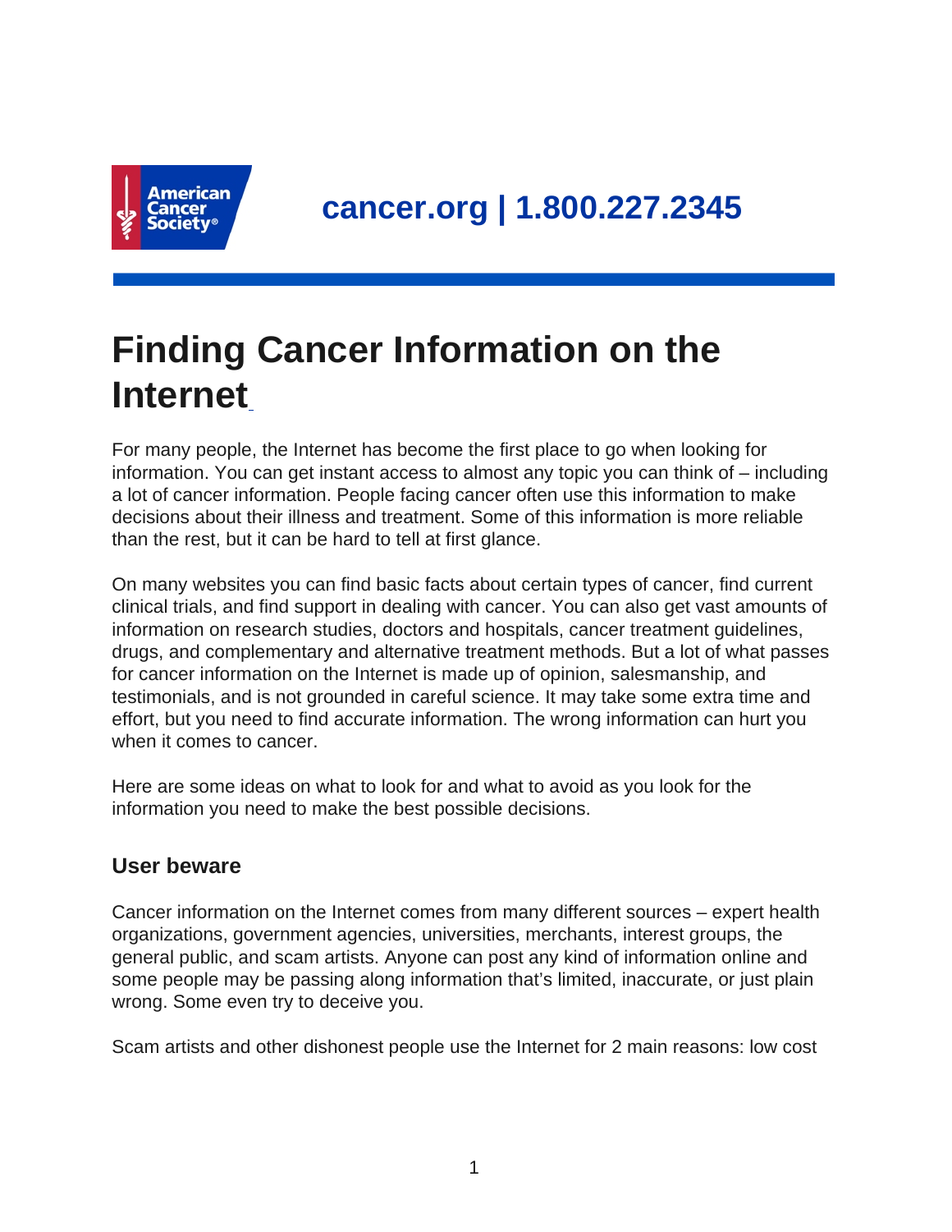cancer.org | 1.800.227.2345

# Finding Cancer Information on the Internet

For many people, the Internet has become the first place to go when looking for information. You can get instant access to almost any topic you can think of – including a lot of cancer information. People facing cancer often use this information to make decisions about their illness and treatment. Some of this information is more reliable than the rest, but it can be hard to tell at first glance.

On many websites you can find basic facts about certain types of cancer, find current clinical trials, and find support in dealing with cancer. You can also get vast amounts of information on research studies, doctors and hospitals, cancer treatment guidelines, drugs, and complementary and alternative treatment methods. But a lot of what passes for cancer information on the Internet is made up of opinion, salesmanship, and testimonials, and is not grounded in careful science. It may take some extra time and effort, but you need to find accurate information. The wrong information can hurt you when it comes to cancer.

Here are some ideas on what to look for and what to avoid as you look for the information you need to make the best possible decisions.

## User beware

Cancer information on the Internet comes from many different sources – expert health organizations, government agencies, universities, merchants, interest groups, the general public, and scam artists. Anyone can post any kind of information online and some people may be passing along information that's limited, inaccurate, or just plain wrong. Some even try to deceive you.

Scam artists and other dishonest people use the Internet for 2 main reasons: low cost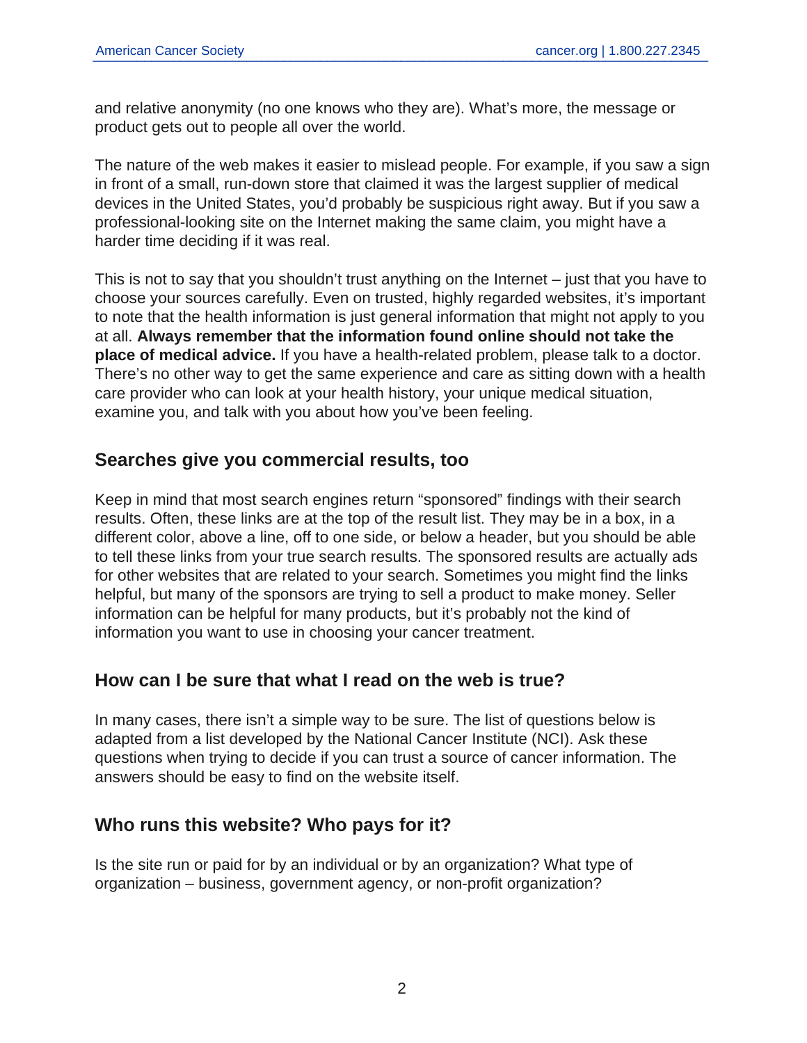and relative anonymity (no one knows who they are). What's more, the message or product gets out to people all over the world.

The nature of the web makes it easier to mislead people. For example, if you saw a sign in front of a small, run-down store that claimed it was the largest supplier of medical devices in the United States, you'd probably be suspicious right away. But if you saw a professional-looking site on the Internet making the same claim, you might have a harder time deciding if it was real.

This is not to say that you shouldn't trust anything on the Internet – just that you have to choose your sources carefully. Even on trusted, highly regarded websites, it's important to note that the health information is just general information that might not apply to you at all. **Always remember that the information found online should not take the place of medical advice.** If you have a health-related problem, please talk to a doctor. There's no other way to get the same experience and care as sitting down with a health care provider who can look at your health history, your unique medical situation, examine you, and talk with you about how you've been feeling.

## Searches give you commercial results, too

Keep in mind that most search engines return "sponsored" findings with their search results. Often, these links are at the top of the result list. They may be in a box, in a different color, above a line, off to one side, or below a header, but you should be able to tell these links from your true search results. The sponsored results are actually ads for other websites that are related to your search. Sometimes you might find the links helpful, but many of the sponsors are trying to sell a product to make money. Seller information can be helpful for many products, but it's probably not the kind of information you want to use in choosing your cancer treatment.

## How can I be sure that what I read on the web is true?

In many cases, there isn't a simple way to be sure. The list of questions below is adapted from a list developed by the National Cancer Institute (NCI). Ask these questions when trying to decide if you can trust a source of cancer information. The answers should be easy to find on the website itself.

## Who runs this website? Who pays for it?

Is the site run or paid for by an individual or by an organization? What type of organization – business, government agency, or non-profit organization?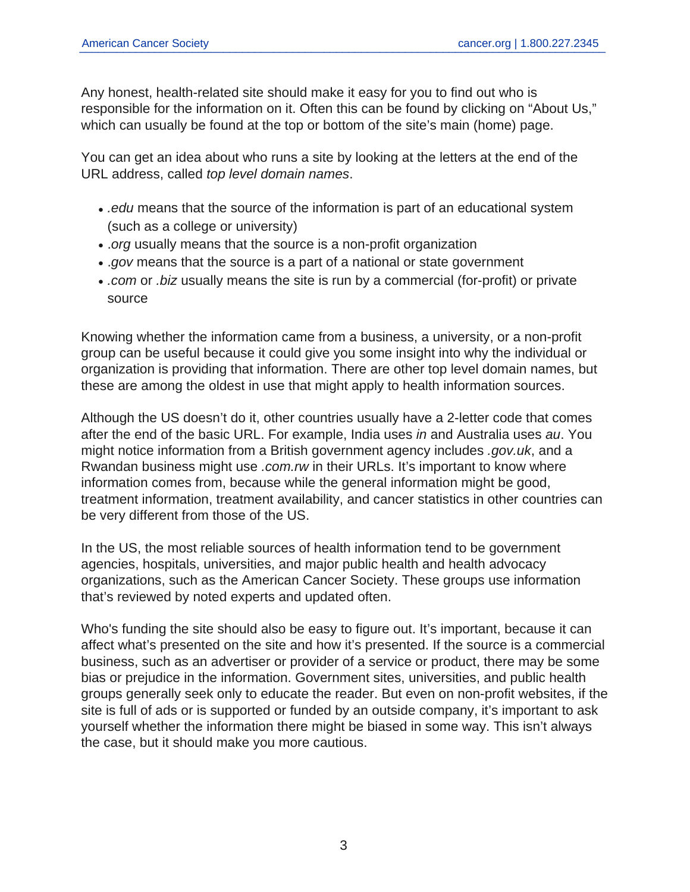Any honest, health-related site should make it easy for you to find out who is responsible for the information on it. Often this can be found by clicking on "About Us," which can usually be found at the top or bottom of the site's main (home) page.

You can get an idea about who runs a site by looking at the letters at the end of the URL address, called *top level domain names*.

- *.edu* means that the source of the information is part of an educational system (such as a college or university)
- *.org* usually means that the source is a non-profit organization
- *.gov* means that the source is a part of a national or state government
- *.com* or *.biz* usually means the site is run by a commercial (for-profit) or private source

Knowing whether the information came from a business, a university, or a non-profit group can be useful because it could give you some insight into why the individual or organization is providing that information. There are other top level domain names, but these are among the oldest in use that might apply to health information sources.

Although the US doesn't do it, other countries usually have a 2-letter code that comes after the end of the basic URL. For example, India uses *in* and Australia uses *au*. You might notice information from a British government agency includes *.gov.uk*, and a Rwandan business might use *.com.rw* in their URLs. It's important to know where information comes from, because while the general information might be good, treatment information, treatment availability, and cancer statistics in other countries can be very different from those of the US.

In the US, the most reliable sources of health information tend to be government agencies, hospitals, universities, and major public health and health advocacy organizations, such as the American Cancer Society. These groups use information that's reviewed by noted experts and updated often.

Who's funding the site should also be easy to figure out. It's important, because it can affect what's presented on the site and how it's presented. If the source is a commercial business, such as an advertiser or provider of a service or product, there may be some bias or prejudice in the information. Government sites, universities, and public health groups generally seek only to educate the reader. But even on non-profit websites, if the site is full of ads or is supported or funded by an outside company, it's important to ask yourself whether the information there might be biased in some way. This isn't always the case, but it should make you more cautious.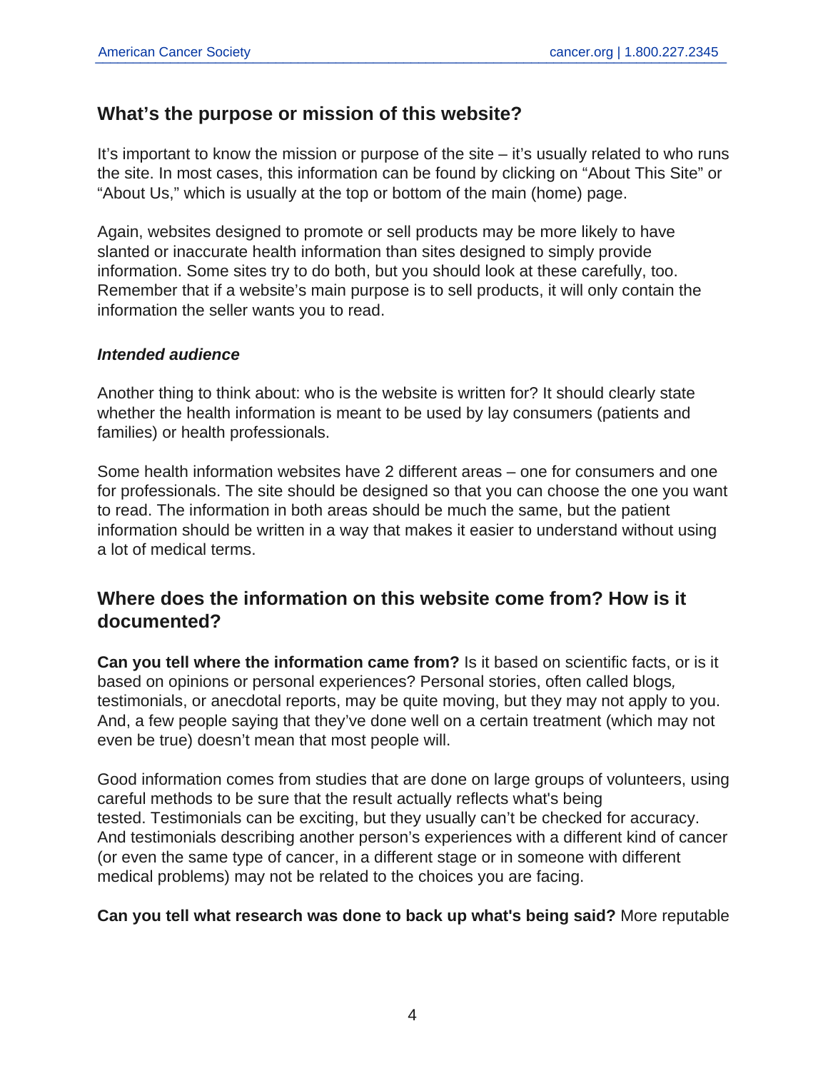## What's the purpose or mission of this website?

It's important to know the mission or purpose of the site – it's usually related to who runs the site. In most cases, this information can be found by clicking on "About This Site" or "About Us," which is usually at the top or bottom of the main (home) page.

Again, websites designed to promote or sell products may be more likely to have slanted or inaccurate health information than sites designed to simply provide information. Some sites try to do both, but you should look at these carefully, too. Remember that if a website's main purpose is to sell products, it will only contain the information the seller wants you to read.

### *Intended audience*

Another thing to think about: who is the website is written for? It should clearly state whether the health information is meant to be used by lay consumers (patients and families) or health professionals.

Some health information websites have 2 different areas – one for consumers and one for professionals. The site should be designed so that you can choose the one you want to read. The information in both areas should be much the same, but the patient information should be written in a way that makes it easier to understand without using a lot of medical terms.

## Where does the information on this website come from? How is it documented?

**Can you tell where the information came from?** Is it based on scientific facts, or is it based on opinions or personal experiences? Personal stories, often called blogs, testimonials, or anecdotal reports, may be quite moving, but they may not apply to you. And, a few people saying that they've done well on a certain treatment (which may not even be true) doesn't mean that most people will.

Good information comes from studies that are done on large groups of volunteers, using careful methods to be sure that the result actually reflects what's being tested. Testimonials can be exciting, but they usually can't be checked for accuracy. And testimonials describing another person's experiences with a different kind of cancer (or even the same type of cancer, in a different stage or in someone with different medical problems) may not be related to the choices you are facing.

**Can you tell what research was done to back up what's being said?** More reputable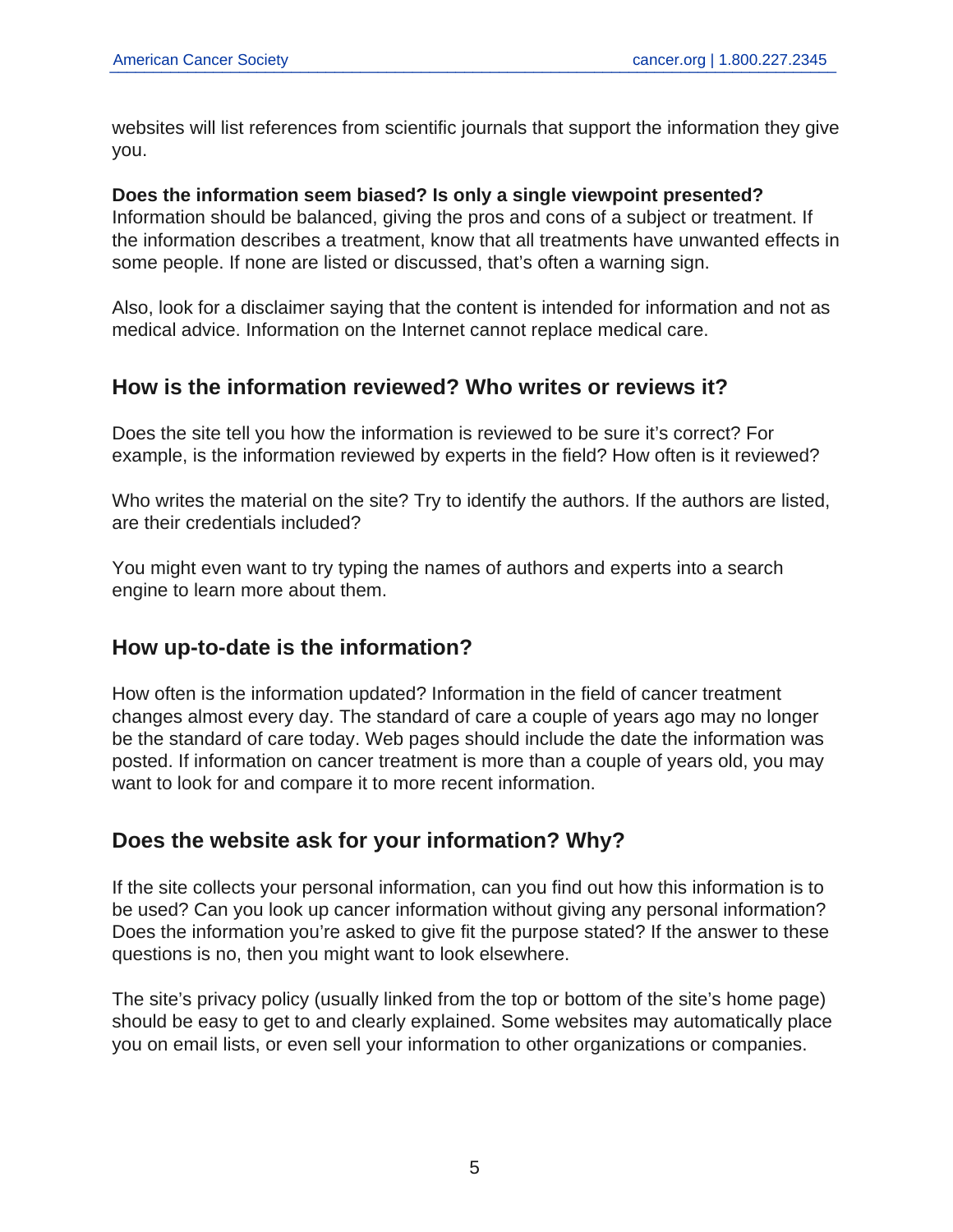websites will list references from scientific journals that support the information they give you.

**Does the information seem biased? Is only a single viewpoint presented?**
Information should be balanced, giving the pros and cons of a subject or treatment. If the information describes a treatment, know that all treatments have unwanted effects in some people. If none are listed or discussed, that's often a warning sign.

Also, look for a disclaimer saying that the content is intended for information and not as medical advice. Information on the Internet cannot replace medical care.

## How is the information reviewed? Who writes or reviews it?

Does the site tell you how the information is reviewed to be sure it's correct? For example, is the information reviewed by experts in the field? How often is it reviewed?

Who writes the material on the site? Try to identify the authors. If the authors are listed, are their credentials included?

You might even want to try typing the names of authors and experts into a search engine to learn more about them.

## How up-to-date is the information?

How often is the information updated? Information in the field of cancer treatment changes almost every day. The standard of care a couple of years ago may no longer be the standard of care today. Web pages should include the date the information was posted. If information on cancer treatment is more than a couple of years old, you may want to look for and compare it to more recent information.

## Does the website ask for your information? Why?

If the site collects your personal information, can you find out how this information is to be used? Can you look up cancer information without giving any personal information? Does the information you're asked to give fit the purpose stated? If the answer to these questions is no, then you might want to look elsewhere.

The site's privacy policy (usually linked from the top or bottom of the site's home page) should be easy to get to and clearly explained. Some websites may automatically place you on email lists, or even sell your information to other organizations or companies.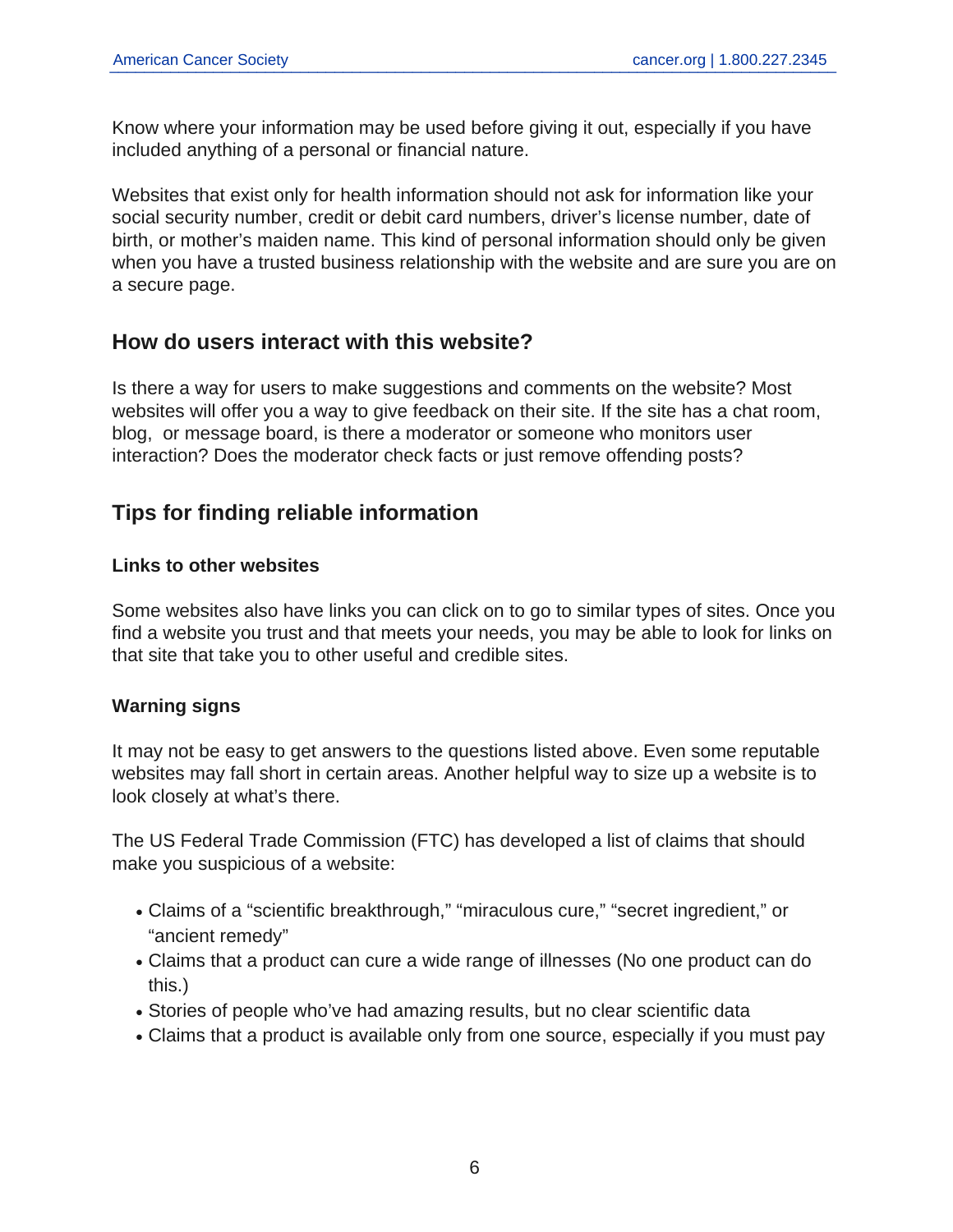Know where your information may be used before giving it out, especially if you have included anything of a personal or financial nature.

Websites that exist only for health information should not ask for information like your social security number, credit or debit card numbers, driver's license number, date of birth, or mother's maiden name. This kind of personal information should only be given when you have a trusted business relationship with the website and are sure you are on a secure page.

## How do users interact with this website?

Is there a way for users to make suggestions and comments on the website? Most websites will offer you a way to give feedback on their site. If the site has a chat room, blog, or message board, is there a moderator or someone who monitors user interaction? Does the moderator check facts or just remove offending posts?

## Tips for finding reliable information

### Links to other websites

Some websites also have links you can click on to go to similar types of sites. Once you find a website you trust and that meets your needs, you may be able to look for links on that site that take you to other useful and credible sites.

### Warning signs

It may not be easy to get answers to the questions listed above. Even some reputable websites may fall short in certain areas. Another helpful way to size up a website is to look closely at what's there.

The US Federal Trade Commission (FTC) has developed a list of claims that should make you suspicious of a website:

- Claims of a "scientific breakthrough," "miraculous cure," "secret ingredient," or "ancient remedy"
- Claims that a product can cure a wide range of illnesses (No one product can do this.)
- Stories of people who've had amazing results, but no clear scientific data
- Claims that a product is available only from one source, especially if you must pay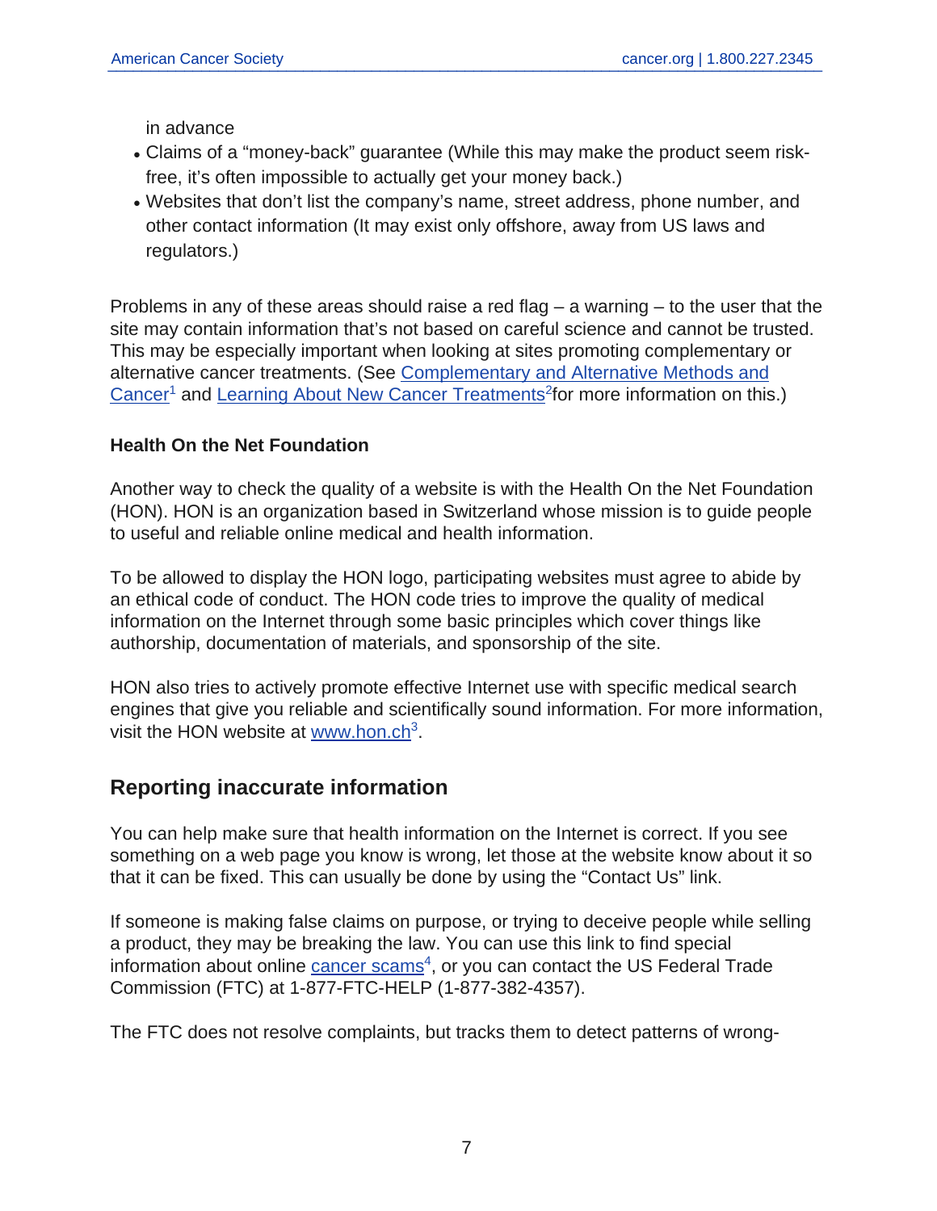in advance

- Claims of a "money-back" guarantee (While this may make the product seem risk-free, it's often impossible to actually get your money back.)
- Websites that don't list the company's name, street address, phone number, and other contact information (It may exist only offshore, away from US laws and regulators.)

Problems in any of these areas should raise a red flag – a warning – to the user that the site may contain information that's not based on careful science and cannot be trusted. This may be especially important when looking at sites promoting complementary or alternative cancer treatments. (See Complementary and Alternative Methods and Cancer[1] and Learning About New Cancer Treatments[2]for more information on this.)

**Health On the Net Foundation**

Another way to check the quality of a website is with the Health On the Net Foundation (HON). HON is an organization based in Switzerland whose mission is to guide people to useful and reliable online medical and health information.

To be allowed to display the HON logo, participating websites must agree to abide by an ethical code of conduct. The HON code tries to improve the quality of medical information on the Internet through some basic principles which cover things like authorship, documentation of materials, and sponsorship of the site.

HON also tries to actively promote effective Internet use with specific medical search engines that give you reliable and scientifically sound information. For more information, visit the HON website at www.hon.ch[3].

## Reporting inaccurate information

You can help make sure that health information on the Internet is correct. If you see something on a web page you know is wrong, let those at the website know about it so that it can be fixed. This can usually be done by using the "Contact Us" link.

If someone is making false claims on purpose, or trying to deceive people while selling a product, they may be breaking the law. You can use this link to find special information about online cancer scams[4], or you can contact the US Federal Trade Commission (FTC) at 1-877-FTC-HELP (1-877-382-4357).

The FTC does not resolve complaints, but tracks them to detect patterns of wrong-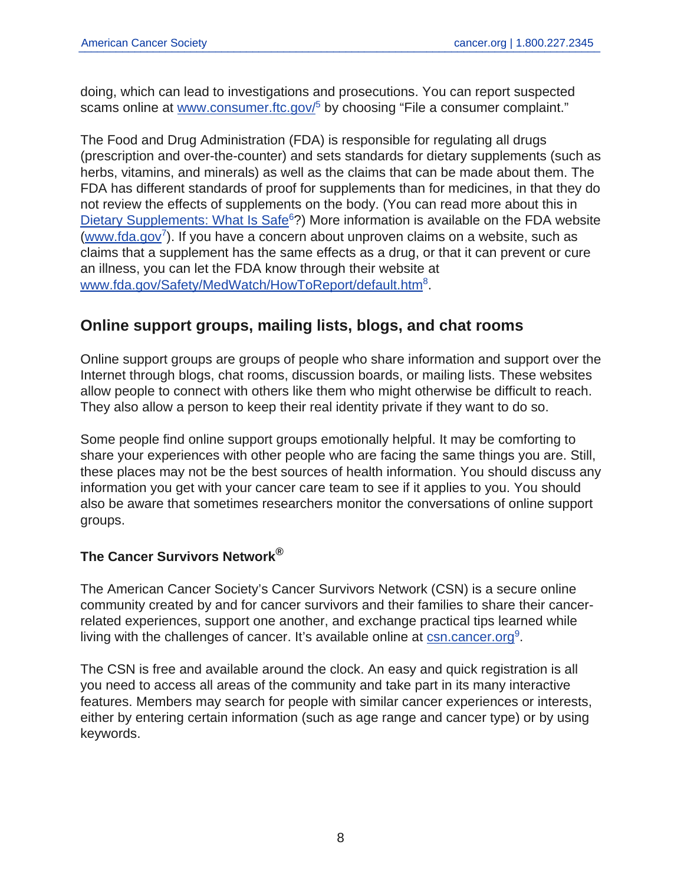doing, which can lead to investigations and prosecutions. You can report suspected scams online at www.consumer.ftc.gov/[5] by choosing "File a consumer complaint."

The Food and Drug Administration (FDA) is responsible for regulating all drugs (prescription and over-the-counter) and sets standards for dietary supplements (such as herbs, vitamins, and minerals) as well as the claims that can be made about them. The FDA has different standards of proof for supplements than for medicines, in that they do not review the effects of supplements on the body. (You can read more about this in Dietary Supplements: What Is Safe[6]?) More information is available on the FDA website (www.fda.gov[7]). If you have a concern about unproven claims on a website, such as claims that a supplement has the same effects as a drug, or that it can prevent or cure an illness, you can let the FDA know through their website at www.fda.gov/Safety/MedWatch/HowToReport/default.htm[8].

## Online support groups, mailing lists, blogs, and chat rooms

Online support groups are groups of people who share information and support over the Internet through blogs, chat rooms, discussion boards, or mailing lists. These websites allow people to connect with others like them who might otherwise be difficult to reach. They also allow a person to keep their real identity private if they want to do so.

Some people find online support groups emotionally helpful. It may be comforting to share your experiences with other people who are facing the same things you are. Still, these places may not be the best sources of health information. You should discuss any information you get with your cancer care team to see if it applies to you. You should also be aware that sometimes researchers monitor the conversations of online support groups.

### The Cancer Survivors Network®

The American Cancer Society's Cancer Survivors Network (CSN) is a secure online community created by and for cancer survivors and their families to share their cancer-related experiences, support one another, and exchange practical tips learned while living with the challenges of cancer. It's available online at csn.cancer.org[9].

The CSN is free and available around the clock. An easy and quick registration is all you need to access all areas of the community and take part in its many interactive features. Members may search for people with similar cancer experiences or interests, either by entering certain information (such as age range and cancer type) or by using keywords.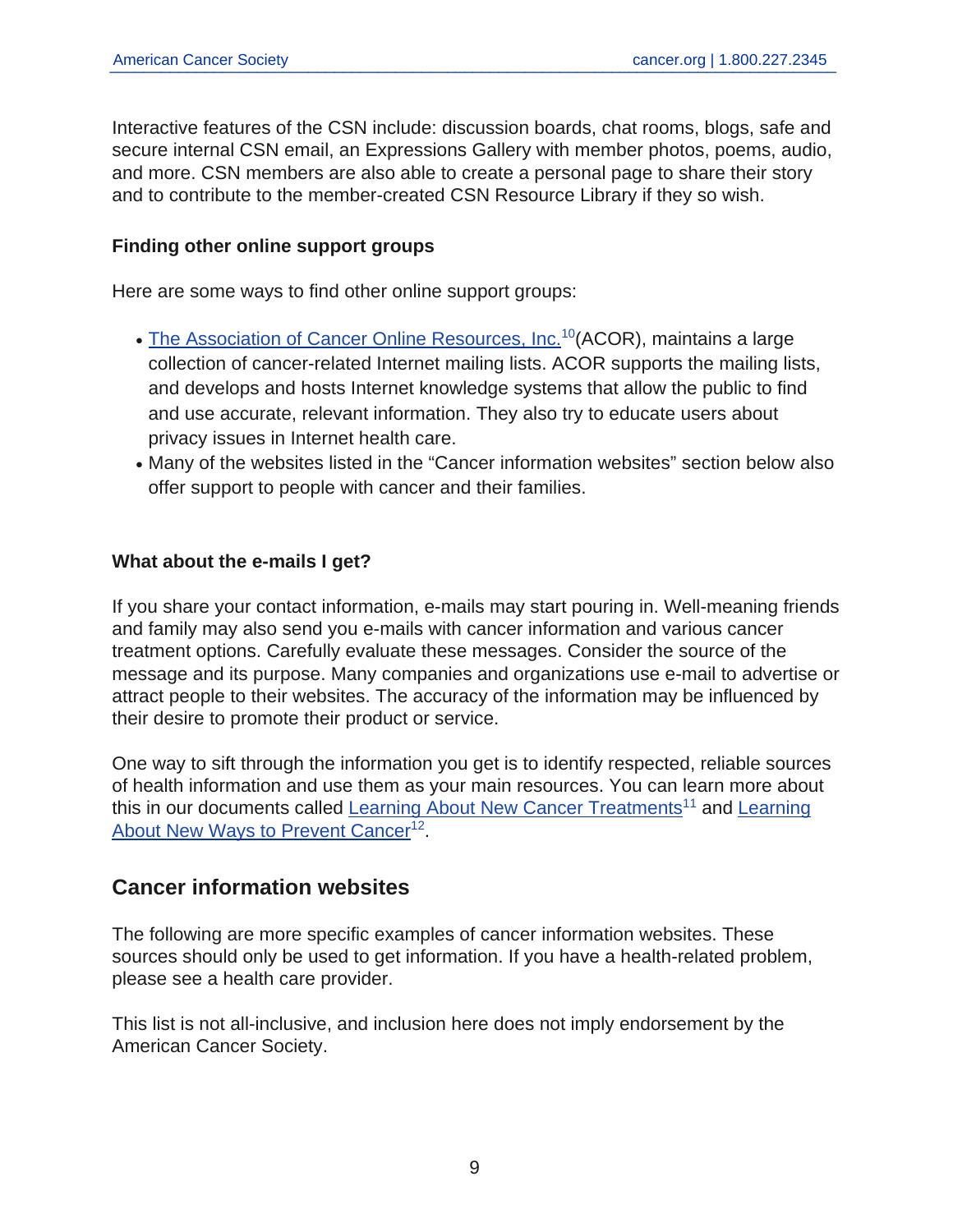Interactive features of the CSN include: discussion boards, chat rooms, blogs, safe and secure internal CSN email, an Expressions Gallery with member photos, poems, audio, and more. CSN members are also able to create a personal page to share their story and to contribute to the member-created CSN Resource Library if they so wish.

### Finding other online support groups

Here are some ways to find other online support groups:

- The Association of Cancer Online Resources, Inc.[10] (ACOR), maintains a large collection of cancer-related Internet mailing lists. ACOR supports the mailing lists, and develops and hosts Internet knowledge systems that allow the public to find and use accurate, relevant information. They also try to educate users about privacy issues in Internet health care.
- Many of the websites listed in the "Cancer information websites" section below also offer support to people with cancer and their families.

### What about the e-mails I get?

If you share your contact information, e-mails may start pouring in. Well-meaning friends and family may also send you e-mails with cancer information and various cancer treatment options. Carefully evaluate these messages. Consider the source of the message and its purpose. Many companies and organizations use e-mail to advertise or attract people to their websites. The accuracy of the information may be influenced by their desire to promote their product or service.

One way to sift through the information you get is to identify respected, reliable sources of health information and use them as your main resources. You can learn more about this in our documents called Learning About New Cancer Treatments[11] and Learning About New Ways to Prevent Cancer[12].

## Cancer information websites

The following are more specific examples of cancer information websites. These sources should only be used to get information. If you have a health-related problem, please see a health care provider.

This list is not all-inclusive, and inclusion here does not imply endorsement by the American Cancer Society.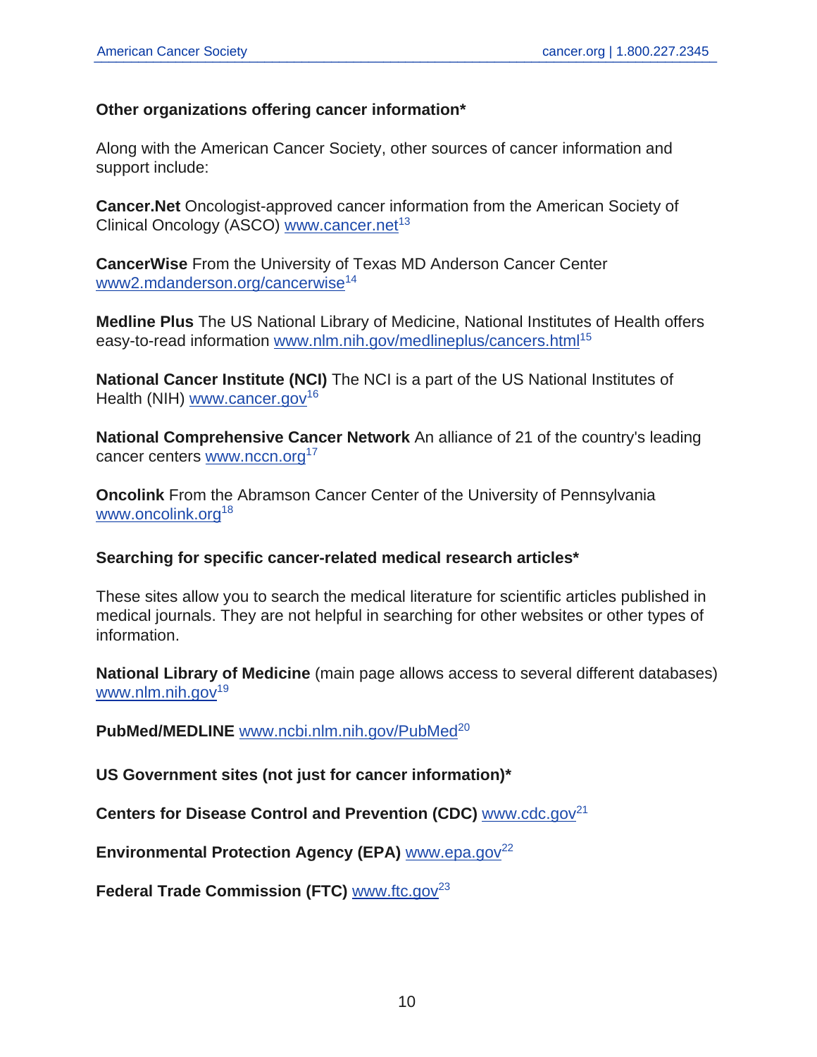### Other organizations offering cancer information*

Along with the American Cancer Society, other sources of cancer information and support include:

**Cancer.Net** Oncologist-approved cancer information from the American Society of Clinical Oncology (ASCO) www.cancer.net[13]

**CancerWise** From the University of Texas MD Anderson Cancer Center www2.mdanderson.org/cancerwise[14]

**Medline Plus** The US National Library of Medicine, National Institutes of Health offers easy-to-read information www.nlm.nih.gov/medlineplus/cancers.html[15]

**National Cancer Institute (NCI)** The NCI is a part of the US National Institutes of Health (NIH) www.cancer.gov[16]

**National Comprehensive Cancer Network** An alliance of 21 of the country's leading cancer centers www.nccn.org[17]

**Oncolink** From the Abramson Cancer Center of the University of Pennsylvania www.oncolink.org[18]

### Searching for specific cancer-related medical research articles*

These sites allow you to search the medical literature for scientific articles published in medical journals. They are not helpful in searching for other websites or other types of information.

**National Library of Medicine** (main page allows access to several different databases) www.nlm.nih.gov[19]

**PubMed/MEDLINE** www.ncbi.nlm.nih.gov/PubMed[20]

### US Government sites (not just for cancer information)*

**Centers for Disease Control and Prevention (CDC)** www.cdc.gov[21]

**Environmental Protection Agency (EPA)** www.epa.gov[22]

**Federal Trade Commission (FTC)** www.ftc.gov[23]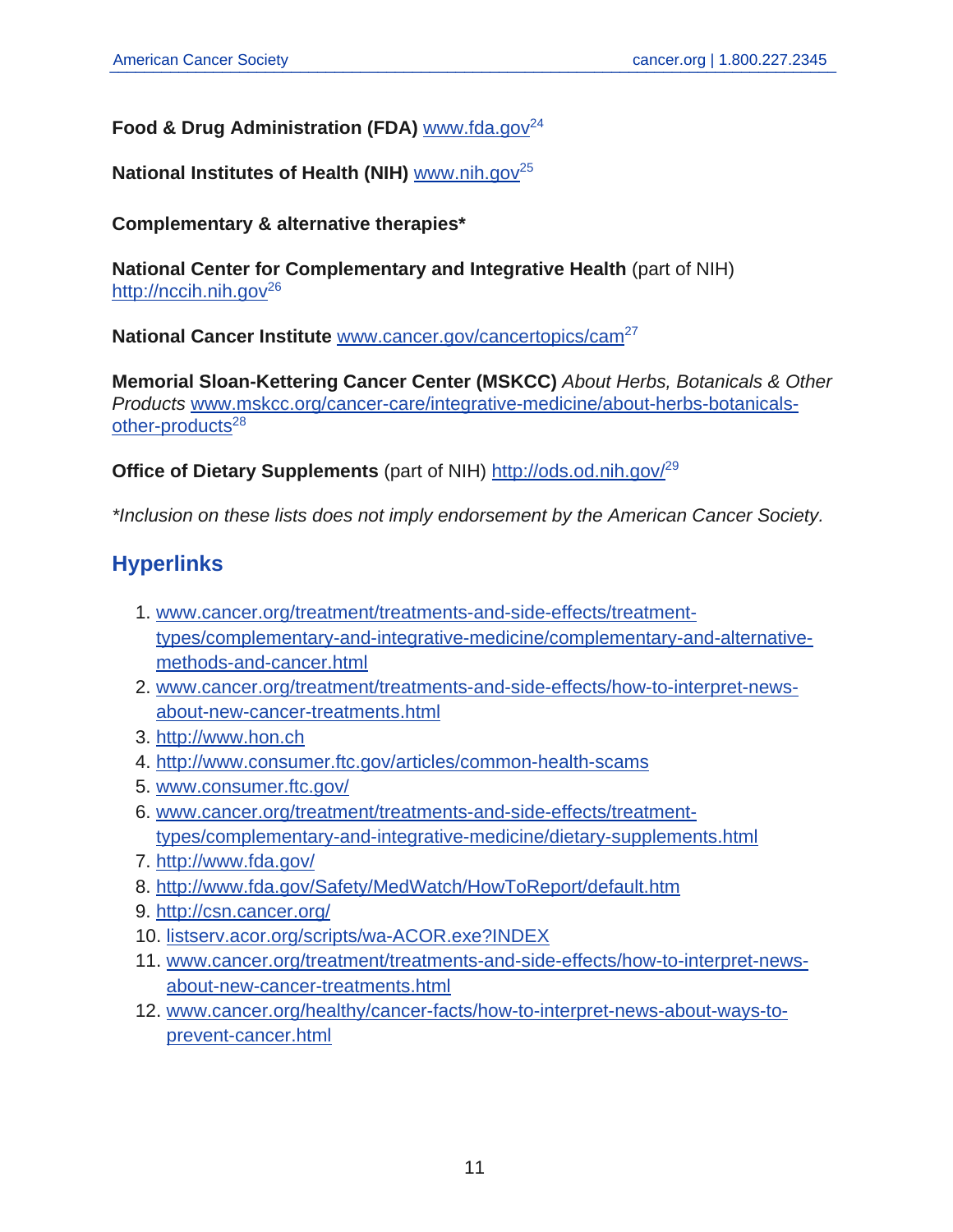**Food & Drug Administration (FDA)** www.fda.gov[24]

**National Institutes of Health (NIH)** www.nih.gov[25]

**Complementary & alternative therapies***

**National Center for Complementary and Integrative Health** (part of NIH) http://nccih.nih.gov[26]

**National Cancer Institute** www.cancer.gov/cancertopics/cam[27]

**Memorial Sloan-Kettering Cancer Center (MSKCC)** *About Herbs, Botanicals & Other Products* www.mskcc.org/cancer-care/integrative-medicine/about-herbs-botanicals-other-products[28]

**Office of Dietary Supplements** (part of NIH) http://ods.od.nih.gov/[29]

**Inclusion on these lists does not imply endorsement by the American Cancer Society.*

## Hyperlinks

1. www.cancer.org/treatment/treatments-and-side-effects/treatment-types/complementary-and-integrative-medicine/complementary-and-alternative-methods-and-cancer.html
2. www.cancer.org/treatment/treatments-and-side-effects/how-to-interpret-news-about-new-cancer-treatments.html
3. http://www.hon.ch
4. http://www.consumer.ftc.gov/articles/common-health-scams
5. www.consumer.ftc.gov/
6. www.cancer.org/treatment/treatments-and-side-effects/treatment-types/complementary-and-integrative-medicine/dietary-supplements.html
7. http://www.fda.gov/
8. http://www.fda.gov/Safety/MedWatch/HowToReport/default.htm
9. http://csn.cancer.org/
10. listserv.acor.org/scripts/wa-ACOR.exe?INDEX
11. www.cancer.org/treatment/treatments-and-side-effects/how-to-interpret-news-about-new-cancer-treatments.html
12. www.cancer.org/healthy/cancer-facts/how-to-interpret-news-about-ways-to-prevent-cancer.html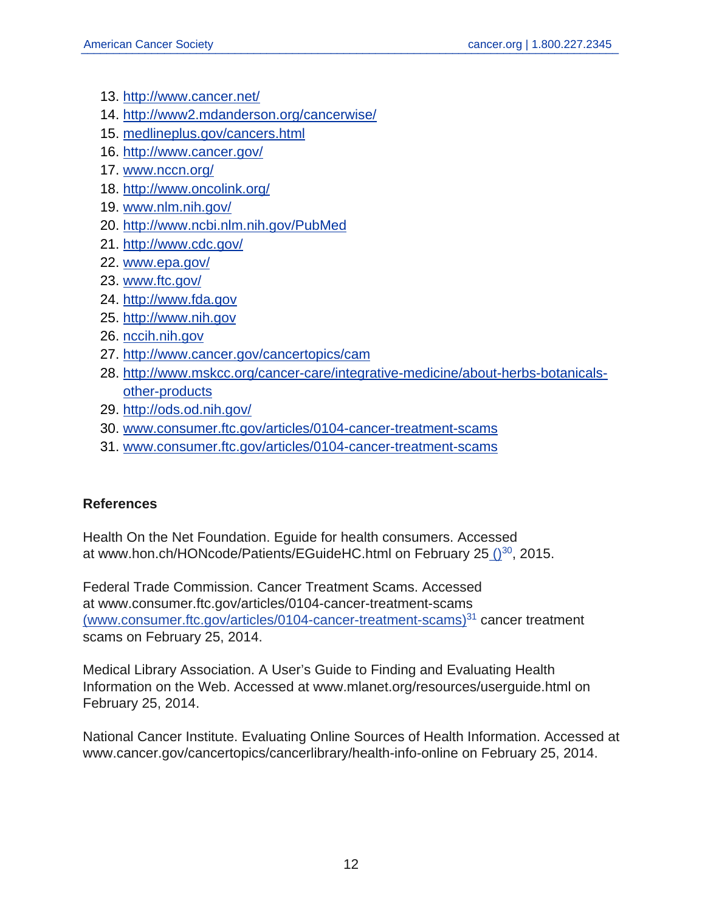13. http://www.cancer.net/
14. http://www2.mdanderson.org/cancerwise/
15. medlineplus.gov/cancers.html
16. http://www.cancer.gov/
17. www.nccn.org/
18. http://www.oncolink.org/
19. www.nlm.nih.gov/
20. http://www.ncbi.nlm.nih.gov/PubMed
21. http://www.cdc.gov/
22. www.epa.gov/
23. www.ftc.gov/
24. http://www.fda.gov
25. http://www.nih.gov
26. nccih.nih.gov
27. http://www.cancer.gov/cancertopics/cam
28. http://www.mskcc.org/cancer-care/integrative-medicine/about-herbs-botanicals-other-products
29. http://ods.od.nih.gov/
30. www.consumer.ftc.gov/articles/0104-cancer-treatment-scams
31. www.consumer.ftc.gov/articles/0104-cancer-treatment-scams

**References**

Health On the Net Foundation. Eguide for health consumers. Accessed at www.hon.ch/HONcode/Patients/EGuideHC.html on February 25 ()[30], 2015.

Federal Trade Commission. Cancer Treatment Scams. Accessed at www.consumer.ftc.gov/articles/0104-cancer-treatment-scams (www.consumer.ftc.gov/articles/0104-cancer-treatment-scams)[31] cancer treatment scams on February 25, 2014.

Medical Library Association. A User's Guide to Finding and Evaluating Health Information on the Web. Accessed at www.mlanet.org/resources/userguide.html on February 25, 2014.

National Cancer Institute. Evaluating Online Sources of Health Information. Accessed at www.cancer.gov/cancertopics/cancerlibrary/health-info-online on February 25, 2014.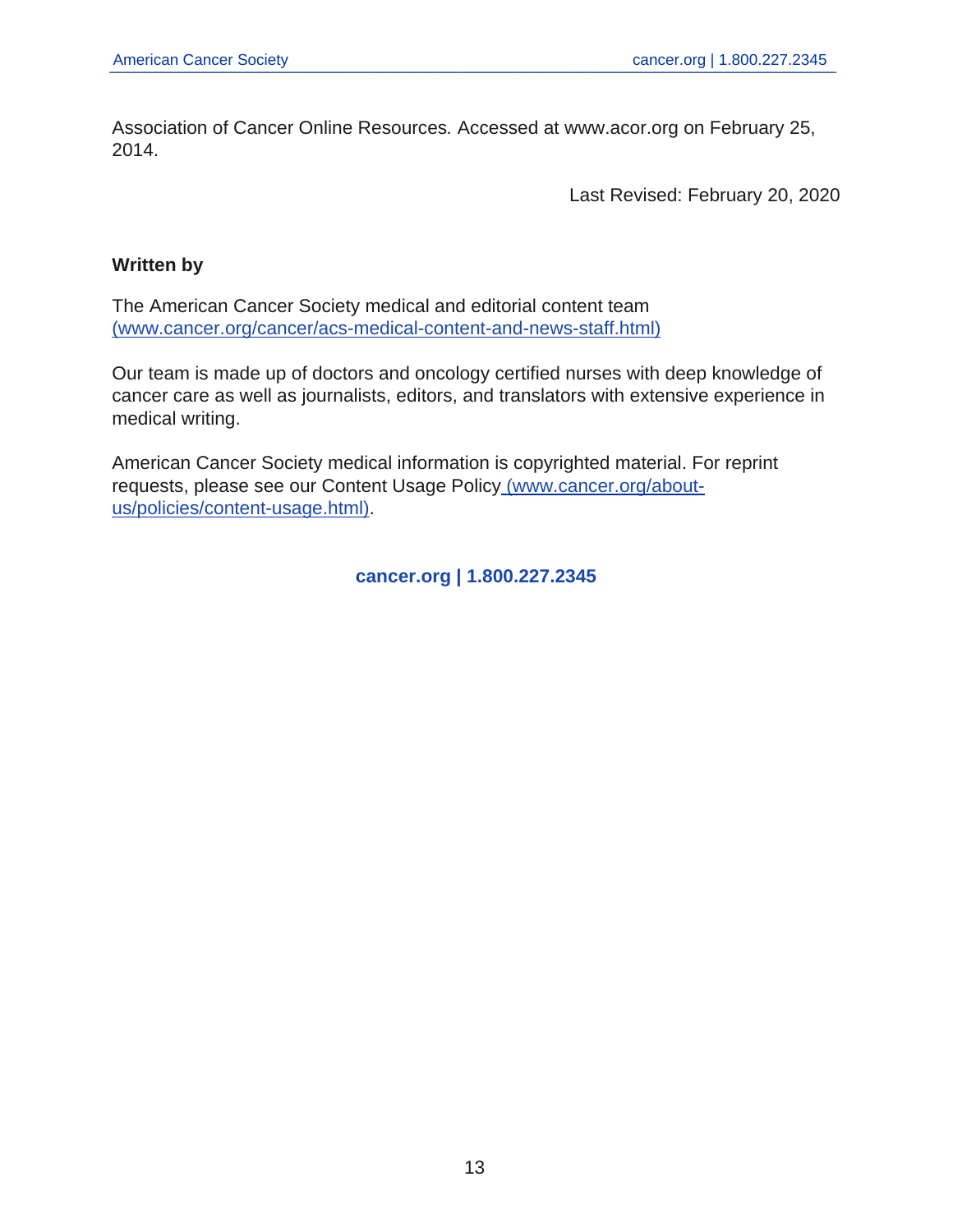Association of Cancer Online Resources. Accessed at www.acor.org on February 25, 2014.

Last Revised: February 20, 2020

**Written by**

The American Cancer Society medical and editorial content team (www.cancer.org/cancer/acs-medical-content-and-news-staff.html)

Our team is made up of doctors and oncology certified nurses with deep knowledge of cancer care as well as journalists, editors, and translators with extensive experience in medical writing.

American Cancer Society medical information is copyrighted material. For reprint requests, please see our Content Usage Policy (www.cancer.org/about-us/policies/content-usage.html).

**cancer.org | 1.800.227.2345**